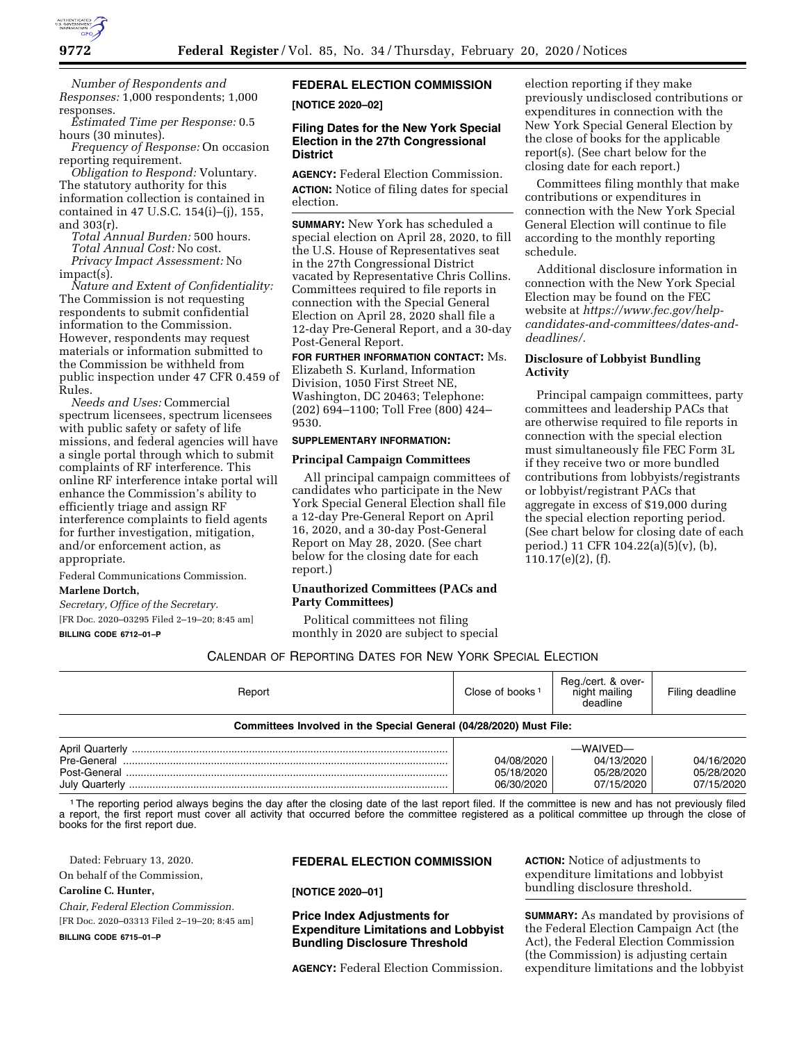*Number of Respondents and Responses:* 1,000 respondents; 1,000 responses.

*Estimated Time per Response:* 0.5 hours (30 minutes).

*Frequency of Response:* On occasion reporting requirement.

*Obligation to Respond:* Voluntary. The statutory authority for this information collection is contained in contained in 47 U.S.C. 154(i)–(j), 155, and 303(r).

*Total Annual Burden:* 500 hours.

*Total Annual Cost:* No cost.

*Privacy Impact Assessment:* No impact(s).

*Nature and Extent of Confidentiality:* The Commission is not requesting respondents to submit confidential information to the Commission. However, respondents may request materials or information submitted to the Commission be withheld from public inspection under 47 CFR 0.459 of Rules.

*Needs and Uses:* Commercial spectrum licensees, spectrum licensees with public safety or safety of life missions, and federal agencies will have a single portal through which to submit complaints of RF interference. This online RF interference intake portal will enhance the Commission's ability to efficiently triage and assign RF interference complaints to field agents for further investigation, mitigation, and/or enforcement action, as appropriate.

Federal Communications Commission.

**Marlene Dortch,**

*Secretary, Office of the Secretary.*

[FR Doc. 2020–03295 Filed 2–19–20; 8:45 am]

**BILLING CODE 6712–01–P**

## FEDERAL ELECTION COMMISSION

**[NOTICE 2020–02]**

### Filing Dates for the New York Special Election in the 27th Congressional District

**AGENCY:** Federal Election Commission.

**ACTION:** Notice of filing dates for special election.

**SUMMARY:** New York has scheduled a special election on April 28, 2020, to fill the U.S. House of Representatives seat in the 27th Congressional District vacated by Representative Chris Collins. Committees required to file reports in connection with the Special General Election on April 28, 2020 shall file a 12-day Pre-General Report, and a 30-day Post-General Report.

**FOR FURTHER INFORMATION CONTACT:** Ms. Elizabeth S. Kurland, Information Division, 1050 First Street NE, Washington, DC 20463; Telephone: (202) 694–1100; Toll Free (800) 424–9530.

**SUPPLEMENTARY INFORMATION:**

#### Principal Campaign Committees

All principal campaign committees of candidates who participate in the New York Special General Election shall file a 12-day Pre-General Report on April 16, 2020, and a 30-day Post-General Report on May 28, 2020. (See chart below for the closing date for each report.)

#### Unauthorized Committees (PACs and Party Committees)

Political committees not filing monthly in 2020 are subject to special election reporting if they make previously undisclosed contributions or expenditures in connection with the New York Special General Election by the close of books for the applicable report(s). (See chart below for the closing date for each report.)

Committees filing monthly that make contributions or expenditures in connection with the New York Special General Election will continue to file according to the monthly reporting schedule.

Additional disclosure information in connection with the New York Special Election may be found on the FEC website at *https://www.fec.gov/help-candidates-and-committees/dates-and-deadlines/.*

#### Disclosure of Lobbyist Bundling Activity

Principal campaign committees, party committees and leadership PACs that are otherwise required to file reports in connection with the special election must simultaneously file FEC Form 3L if they receive two or more bundled contributions from lobbyists/registrants or lobbyist/registrant PACs that aggregate in excess of $19,000 during the special election reporting period. (See chart below for closing date of each period.) 11 CFR 104.22(a)(5)(v), (b), 110.17(e)(2), (f).

CALENDAR OF REPORTING DATES FOR NEW YORK SPECIAL ELECTION

| Report | Close of books [1] | Reg./cert. & overnight mailing deadline | Filing deadline |
|---|---|---|---|
| **Committees Involved in the Special General (04/28/2020) Must File:** | | | |
| April Quarterly | | —WAIVED— | |
| Pre-General | 04/08/2020 | 04/13/2020 | 04/16/2020 |
| Post-General | 05/18/2020 | 05/28/2020 | 05/28/2020 |
| July Quarterly | 06/30/2020 | 07/15/2020 | 07/15/2020 |

[1] The reporting period always begins the day after the closing date of the last report filed. If the committee is new and has not previously filed a report, the first report must cover all activity that occurred before the committee registered as a political committee up through the close of books for the first report due.

Dated: February 13, 2020.

On behalf of the Commission,

**Caroline C. Hunter,**

*Chair, Federal Election Commission.*

[FR Doc. 2020–03313 Filed 2–19–20; 8:45 am]

**BILLING CODE 6715–01–P**

## FEDERAL ELECTION COMMISSION

**[NOTICE 2020–01]**

### Price Index Adjustments for Expenditure Limitations and Lobbyist Bundling Disclosure Threshold

**AGENCY:** Federal Election Commission.

**ACTION:** Notice of adjustments to expenditure limitations and lobbyist bundling disclosure threshold.

**SUMMARY:** As mandated by provisions of the Federal Election Campaign Act (the Act), the Federal Election Commission (the Commission) is adjusting certain expenditure limitations and the lobbyist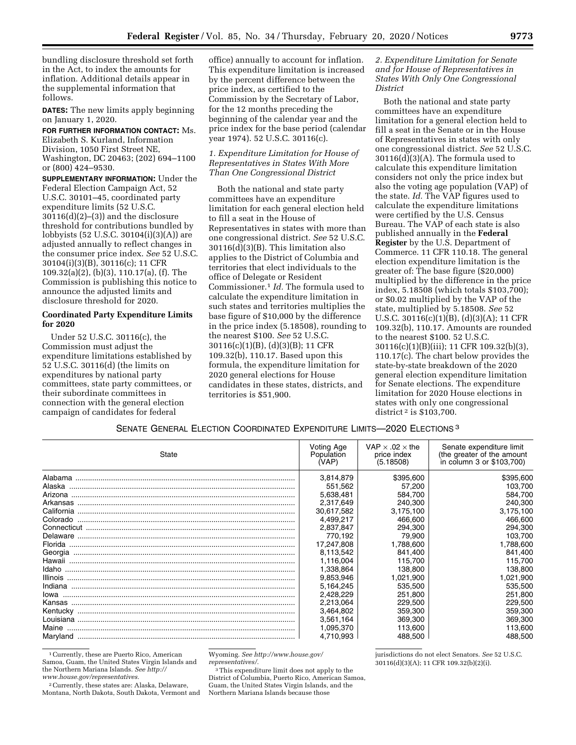bundling disclosure threshold set forth in the Act, to index the amounts for inflation. Additional details appear in the supplemental information that follows.

**DATES:** The new limits apply beginning on January 1, 2020.

**FOR FURTHER INFORMATION CONTACT:** Ms. Elizabeth S. Kurland, Information Division, 1050 First Street NE, Washington, DC 20463; (202) 694–1100 or (800) 424–9530.

**SUPPLEMENTARY INFORMATION:** Under the Federal Election Campaign Act, 52 U.S.C. 30101–45, coordinated party expenditure limits (52 U.S.C. 30116(d)(2)–(3)) and the disclosure threshold for contributions bundled by lobbyists (52 U.S.C. 30104(i)(3)(A)) are adjusted annually to reflect changes in the consumer price index. *See* 52 U.S.C. 30104(i)(3)(B), 30116(c); 11 CFR 109.32(a)(2), (b)(3), 110.17(a), (f). The Commission is publishing this notice to announce the adjusted limits and disclosure threshold for 2020.

## Coordinated Party Expenditure Limits for 2020

Under 52 U.S.C. 30116(c), the Commission must adjust the expenditure limitations established by 52 U.S.C. 30116(d) (the limits on expenditures by national party committees, state party committees, or their subordinate committees in connection with the general election campaign of candidates for federal office) annually to account for inflation. This expenditure limitation is increased by the percent difference between the price index, as certified to the Commission by the Secretary of Labor, for the 12 months preceding the beginning of the calendar year and the price index for the base period (calendar year 1974). 52 U.S.C. 30116(c).

### *1. Expenditure Limitation for House of Representatives in States With More Than One Congressional District*

Both the national and state party committees have an expenditure limitation for each general election held to fill a seat in the House of Representatives in states with more than one congressional district. *See* 52 U.S.C. 30116(d)(3)(B). This limitation also applies to the District of Columbia and territories that elect individuals to the office of Delegate or Resident Commissioner.[1] *Id.* The formula used to calculate the expenditure limitation in such states and territories multiplies the base figure of $10,000 by the difference in the price index (5.18508), rounding to the nearest $100. *See* 52 U.S.C. 30116(c)(1)(B), (d)(3)(B); 11 CFR 109.32(b), 110.17. Based upon this formula, the expenditure limitation for 2020 general elections for House candidates in these states, districts, and territories is $51,900.

### *2. Expenditure Limitation for Senate and for House of Representatives in States With Only One Congressional District*

Both the national and state party committees have an expenditure limitation for a general election held to fill a seat in the Senate or in the House of Representatives in states with only one congressional district. *See* 52 U.S.C. 30116(d)(3)(A). The formula used to calculate this expenditure limitation considers not only the price index but also the voting age population (VAP) of the state. *Id.* The VAP figures used to calculate the expenditure limitations were certified by the U.S. Census Bureau. The VAP of each state is also published annually in the **Federal Register** by the U.S. Department of Commerce. 11 CFR 110.18. The general election expenditure limitation is the greater of: The base figure ($20,000) multiplied by the difference in the price index, 5.18508 (which totals $103,700); or $0.02 multiplied by the VAP of the state, multiplied by 5.18508. *See* 52 U.S.C. 30116(c)(1)(B), (d)(3)(A); 11 CFR 109.32(b), 110.17. Amounts are rounded to the nearest $100. 52 U.S.C. 30116(c)(1)(B)(iii); 11 CFR 109.32(b)(3), 110.17(c). The chart below provides the state-by-state breakdown of the 2020 general election expenditure limitation for Senate elections. The expenditure limitation for 2020 House elections in states with only one congressional district[2] is $103,700.

SENATE GENERAL ELECTION COORDINATED EXPENDITURE LIMITS—2020 ELECTIONS[3]

| State | Voting Age Population (VAP) | VAP × .02 × the price index (5.18508) | Senate expenditure limit (the greater of the amount in column 3 or $103,700) |
|---|---|---|---|
| Alabama | 3,814,879 | $395,600 | $395,600 |
| Alaska | 551,562 | 57,200 | 103,700 |
| Arizona | 5,638,481 | 584,700 | 584,700 |
| Arkansas | 2,317,649 | 240,300 | 240,300 |
| California | 30,617,582 | 3,175,100 | 3,175,100 |
| Colorado | 4,499,217 | 466,600 | 466,600 |
| Connecticut | 2,837,847 | 294,300 | 294,300 |
| Delaware | 770,192 | 79,900 | 103,700 |
| Florida | 17,247,808 | 1,788,600 | 1,788,600 |
| Georgia | 8,113,542 | 841,400 | 841,400 |
| Hawaii | 1,116,004 | 115,700 | 115,700 |
| Idaho | 1,338,864 | 138,800 | 138,800 |
| Illinois | 9,853,946 | 1,021,900 | 1,021,900 |
| Indiana | 5,164,245 | 535,500 | 535,500 |
| Iowa | 2,428,229 | 251,800 | 251,800 |
| Kansas | 2,213,064 | 229,500 | 229,500 |
| Kentucky | 3,464,802 | 359,300 | 359,300 |
| Louisiana | 3,561,164 | 369,300 | 369,300 |
| Maine | 1,095,370 | 113,600 | 113,600 |
| Maryland | 4,710,993 | 488,500 | 488,500 |

[1] Currently, these are Puerto Rico, American Samoa, Guam, the United States Virgin Islands and the Northern Mariana Islands. *See http://www.house.gov/representatives.*

[2] Currently, these states are: Alaska, Delaware, Montana, North Dakota, South Dakota, Vermont and Wyoming. *See http://www.house.gov/representatives/.*

[3] This expenditure limit does not apply to the District of Columbia, Puerto Rico, American Samoa, Guam, the United States Virgin Islands, and the Northern Mariana Islands because those jurisdictions do not elect Senators. *See* 52 U.S.C. 30116(d)(3)(A); 11 CFR 109.32(b)(2)(i).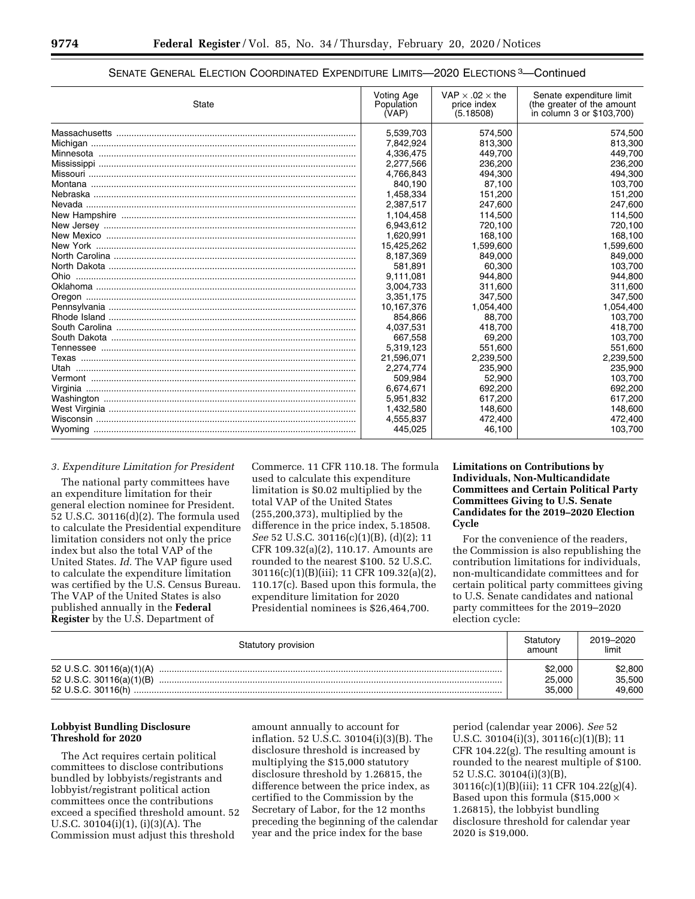SENATE GENERAL ELECTION COORDINATED EXPENDITURE LIMITS—2020 ELECTIONS [3]—Continued

| State | Voting Age Population (VAP) | VAP × .02 × the price index (5.18508) | Senate expenditure limit (the greater of the amount in column 3 or $103,700) |
|---|---|---|---|
| Massachusetts | 5,539,703 | 574,500 | 574,500 |
| Michigan | 7,842,924 | 813,300 | 813,300 |
| Minnesota | 4,336,475 | 449,700 | 449,700 |
| Mississippi | 2,277,566 | 236,200 | 236,200 |
| Missouri | 4,766,843 | 494,300 | 494,300 |
| Montana | 840,190 | 87,100 | 103,700 |
| Nebraska | 1,458,334 | 151,200 | 151,200 |
| Nevada | 2,387,517 | 247,600 | 247,600 |
| New Hampshire | 1,104,458 | 114,500 | 114,500 |
| New Jersey | 6,943,612 | 720,100 | 720,100 |
| New Mexico | 1,620,991 | 168,100 | 168,100 |
| New York | 15,425,262 | 1,599,600 | 1,599,600 |
| North Carolina | 8,187,369 | 849,000 | 849,000 |
| North Dakota | 581,891 | 60,300 | 103,700 |
| Ohio | 9,111,081 | 944,800 | 944,800 |
| Oklahoma | 3,004,733 | 311,600 | 311,600 |
| Oregon | 3,351,175 | 347,500 | 347,500 |
| Pennsylvania | 10,167,376 | 1,054,400 | 1,054,400 |
| Rhode Island | 854,866 | 88,700 | 103,700 |
| South Carolina | 4,037,531 | 418,700 | 418,700 |
| South Dakota | 667,558 | 69,200 | 103,700 |
| Tennessee | 5,319,123 | 551,600 | 551,600 |
| Texas | 21,596,071 | 2,239,500 | 2,239,500 |
| Utah | 2,274,774 | 235,900 | 235,900 |
| Vermont | 509,984 | 52,900 | 103,700 |
| Virginia | 6,674,671 | 692,200 | 692,200 |
| Washington | 5,951,832 | 617,200 | 617,200 |
| West Virginia | 1,432,580 | 148,600 | 148,600 |
| Wisconsin | 4,555,837 | 472,400 | 472,400 |
| Wyoming | 445,025 | 46,100 | 103,700 |

*3. Expenditure Limitation for President*

The national party committees have an expenditure limitation for their general election nominee for President. 52 U.S.C. 30116(d)(2). The formula used to calculate the Presidential expenditure limitation considers not only the price index but also the total VAP of the United States. *Id.* The VAP figure used to calculate the expenditure limitation was certified by the U.S. Census Bureau. The VAP of the United States is also published annually in the **Federal Register** by the U.S. Department of Commerce. 11 CFR 110.18. The formula used to calculate this expenditure limitation is $0.02 multiplied by the total VAP of the United States (255,200,373), multiplied by the difference in the price index, 5.18508. *See* 52 U.S.C. 30116(c)(1)(B), (d)(2); 11 CFR 109.32(a)(2), 110.17. Amounts are rounded to the nearest $100. 52 U.S.C. 30116(c)(1)(B)(iii); 11 CFR 109.32(a)(2), 110.17(c). Based upon this formula, the expenditure limitation for 2020 Presidential nominees is $26,464,700.

**Limitations on Contributions by Individuals, Non-Multicandidate Committees and Certain Political Party Committees Giving to U.S. Senate Candidates for the 2019–2020 Election Cycle**

For the convenience of the readers, the Commission is also republishing the contribution limitations for individuals, non-multicandidate committees and for certain political party committees giving to U.S. Senate candidates and national party committees for the 2019–2020 election cycle:

| Statutory provision | Statutory amount | 2019–2020 limit |
|---|---|---|
| 52 U.S.C. 30116(a)(1)(A) | $2,000 | $2,800 |
| 52 U.S.C. 30116(a)(1)(B) | 25,000 | 35,500 |
| 52 U.S.C. 30116(h) | 35,000 | 49,600 |

**Lobbyist Bundling Disclosure Threshold for 2020**

The Act requires certain political committees to disclose contributions bundled by lobbyists/registrants and lobbyist/registrant political action committees once the contributions exceed a specified threshold amount. 52 U.S.C. 30104(i)(1), (i)(3)(A). The Commission must adjust this threshold amount annually to account for inflation. 52 U.S.C. 30104(i)(3)(B). The disclosure threshold is increased by multiplying the $15,000 statutory disclosure threshold by 1.26815, the difference between the price index, as certified to the Commission by the Secretary of Labor, for the 12 months preceding the beginning of the calendar year and the price index for the base period (calendar year 2006). *See* 52 U.S.C. 30104(i)(3), 30116(c)(1)(B); 11 CFR 104.22(g). The resulting amount is rounded to the nearest multiple of $100. 52 U.S.C. 30104(i)(3)(B), 30116(c)(1)(B)(iii); 11 CFR 104.22(g)(4). Based upon this formula ($15,000 × 1.26815), the lobbyist bundling disclosure threshold for calendar year 2020 is $19,000.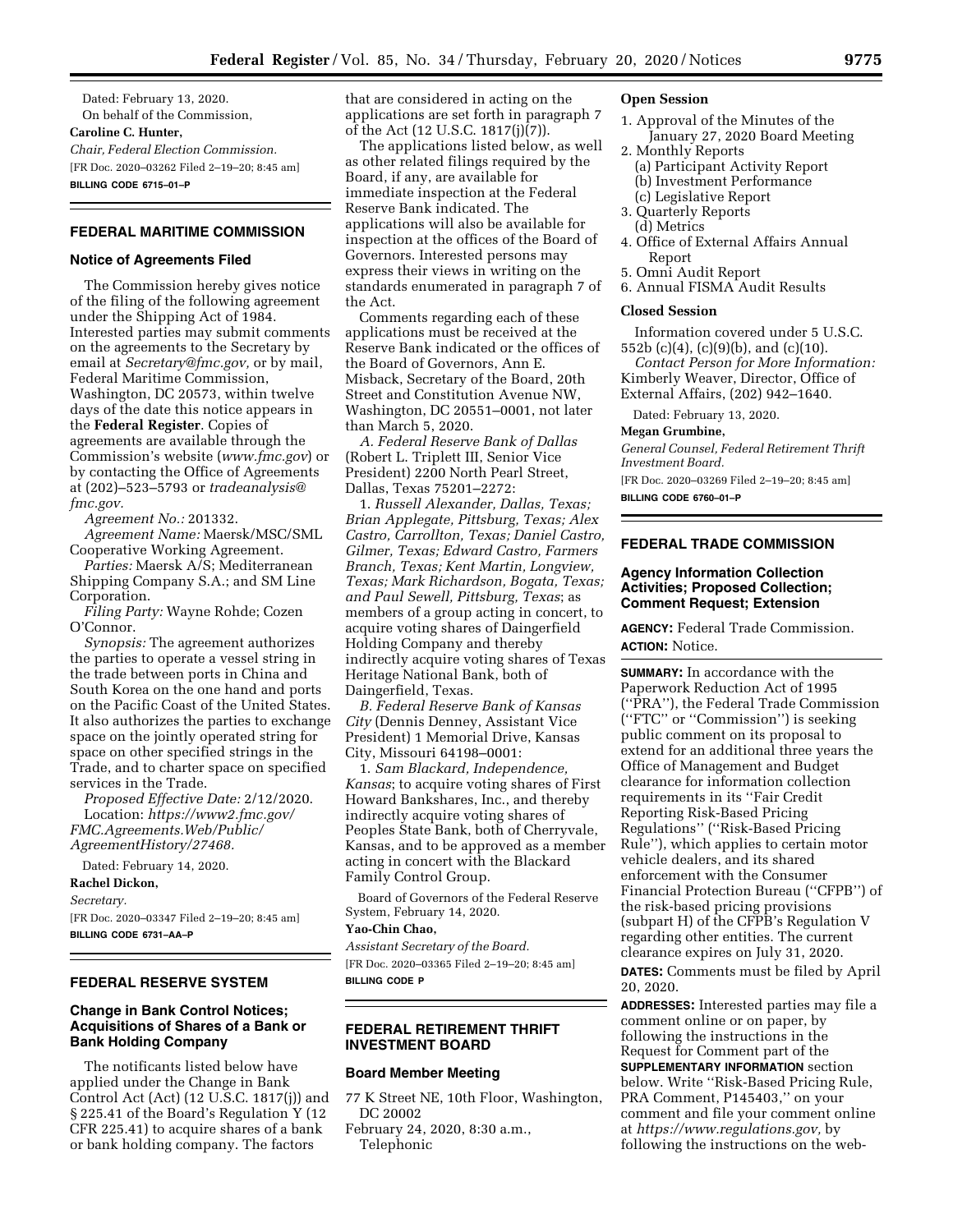Dated: February 13, 2020.

On behalf of the Commission,

**Caroline C. Hunter,**

*Chair, Federal Election Commission.*

[FR Doc. 2020–03262 Filed 2–19–20; 8:45 am]

**BILLING CODE 6715–01–P**

## FEDERAL MARITIME COMMISSION

### Notice of Agreements Filed

The Commission hereby gives notice of the filing of the following agreement under the Shipping Act of 1984. Interested parties may submit comments on the agreements to the Secretary by email at *Secretary@fmc.gov,* or by mail, Federal Maritime Commission, Washington, DC 20573, within twelve days of the date this notice appears in the **Federal Register**. Copies of agreements are available through the Commission's website (*www.fmc.gov*) or by contacting the Office of Agreements at (202)–523–5793 or *tradeanalysis@fmc.gov.*

*Agreement No.:* 201332.

*Agreement Name:* Maersk/MSC/SML Cooperative Working Agreement.

*Parties:* Maersk A/S; Mediterranean Shipping Company S.A.; and SM Line Corporation.

*Filing Party:* Wayne Rohde; Cozen O'Connor.

*Synopsis:* The agreement authorizes the parties to operate a vessel string in the trade between ports in China and South Korea on the one hand and ports on the Pacific Coast of the United States. It also authorizes the parties to exchange space on the jointly operated string for space on other specified strings in the Trade, and to charter space on specified services in the Trade.

*Proposed Effective Date:* 2/12/2020.

Location: *https://www2.fmc.gov/FMC.Agreements.Web/Public/AgreementHistory/27468.*

Dated: February 14, 2020.

**Rachel Dickon,**

*Secretary.*

[FR Doc. 2020–03347 Filed 2–19–20; 8:45 am]

**BILLING CODE 6731–AA–P**

## FEDERAL RESERVE SYSTEM

### Change in Bank Control Notices; Acquisitions of Shares of a Bank or Bank Holding Company

The notificants listed below have applied under the Change in Bank Control Act (Act) (12 U.S.C. 1817(j)) and § 225.41 of the Board's Regulation Y (12 CFR 225.41) to acquire shares of a bank or bank holding company. The factors that are considered in acting on the applications are set forth in paragraph 7 of the Act (12 U.S.C. 1817(j)(7)).

The applications listed below, as well as other related filings required by the Board, if any, are available for immediate inspection at the Federal Reserve Bank indicated. The applications will also be available for inspection at the offices of the Board of Governors. Interested persons may express their views in writing on the standards enumerated in paragraph 7 of the Act.

Comments regarding each of these applications must be received at the Reserve Bank indicated or the offices of the Board of Governors, Ann E. Misback, Secretary of the Board, 20th Street and Constitution Avenue NW, Washington, DC 20551–0001, not later than March 5, 2020.

*A. Federal Reserve Bank of Dallas* (Robert L. Triplett III, Senior Vice President) 2200 North Pearl Street, Dallas, Texas 75201–2272:

1. *Russell Alexander, Dallas, Texas; Brian Applegate, Pittsburg, Texas; Alex Castro, Carrollton, Texas; Daniel Castro, Gilmer, Texas; Edward Castro, Farmers Branch, Texas; Kent Martin, Longview, Texas; Mark Richardson, Bogata, Texas; and Paul Sewell, Pittsburg, Texas*; as members of a group acting in concert, to acquire voting shares of Daingerfield Holding Company and thereby indirectly acquire voting shares of Texas Heritage National Bank, both of Daingerfield, Texas.

*B. Federal Reserve Bank of Kansas City* (Dennis Denney, Assistant Vice President) 1 Memorial Drive, Kansas City, Missouri 64198–0001:

1. *Sam Blackard, Independence, Kansas*; to acquire voting shares of First Howard Bankshares, Inc., and thereby indirectly acquire voting shares of Peoples State Bank, both of Cherryvale, Kansas, and to be approved as a member acting in concert with the Blackard Family Control Group.

Board of Governors of the Federal Reserve System, February 14, 2020.

**Yao-Chin Chao,**

*Assistant Secretary of the Board.*

[FR Doc. 2020–03365 Filed 2–19–20; 8:45 am]

**BILLING CODE P**

## FEDERAL RETIREMENT THRIFT INVESTMENT BOARD

### Board Member Meeting

77 K Street NE, 10th Floor, Washington, DC 20002

February 24, 2020, 8:30 a.m., Telephonic

#### Open Session

1. Approval of the Minutes of the January 27, 2020 Board Meeting
2. Monthly Reports
   (a) Participant Activity Report
   (b) Investment Performance
   (c) Legislative Report
3. Quarterly Reports
   (d) Metrics
4. Office of External Affairs Annual Report
5. Omni Audit Report
6. Annual FISMA Audit Results

#### Closed Session

Information covered under 5 U.S.C. 552b (c)(4), (c)(9)(b), and (c)(10).

*Contact Person for More Information:* Kimberly Weaver, Director, Office of External Affairs, (202) 942–1640.

Dated: February 13, 2020.

**Megan Grumbine,**

*General Counsel, Federal Retirement Thrift Investment Board.*

[FR Doc. 2020–03269 Filed 2–19–20; 8:45 am]

**BILLING CODE 6760–01–P**

## FEDERAL TRADE COMMISSION

### Agency Information Collection Activities; Proposed Collection; Comment Request; Extension

**AGENCY:** Federal Trade Commission.

**ACTION:** Notice.

**SUMMARY:** In accordance with the Paperwork Reduction Act of 1995 (''PRA''), the Federal Trade Commission (''FTC'' or ''Commission'') is seeking public comment on its proposal to extend for an additional three years the Office of Management and Budget clearance for information collection requirements in its ''Fair Credit Reporting Risk-Based Pricing Regulations'' (''Risk-Based Pricing Rule''), which applies to certain motor vehicle dealers, and its shared enforcement with the Consumer Financial Protection Bureau (''CFPB'') of the risk-based pricing provisions (subpart H) of the CFPB's Regulation V regarding other entities. The current clearance expires on July 31, 2020.

**DATES:** Comments must be filed by April 20, 2020.

**ADDRESSES:** Interested parties may file a comment online or on paper, by following the instructions in the Request for Comment part of the **SUPPLEMENTARY INFORMATION** section below. Write ''Risk-Based Pricing Rule, PRA Comment, P145403,'' on your comment and file your comment online at *https://www.regulations.gov,* by following the instructions on the web-